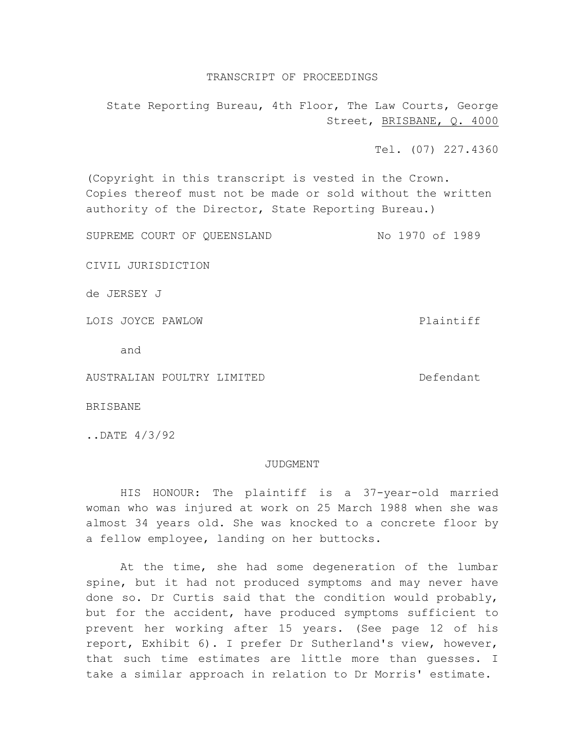TRANSCRIPT OF PROCEEDINGS

State Reporting Bureau, 4th Floor, The Law Courts, George Street, BRISBANE, Q. 4000

Tel. (07) 227.4360

(Copyright in this transcript is vested in the Crown. Copies thereof must not be made or sold without the written authority of the Director, State Reporting Bureau.)

SUPREME COURT OF QUEENSLAND No 1970 of 1989

CIVIL JURISDICTION

de JERSEY J

LOIS JOYCE PAWLOW Plaintiff

and

AUSTRALIAN POULTRY LIMITED Defendant

BRISBANE

..DATE 4/3/92

JUDGMENT

HIS HONOUR: The plaintiff is a 37-year-old married woman who was injured at work on 25 March 1988 when she was almost 34 years old. She was knocked to a concrete floor by a fellow employee, landing on her buttocks.

At the time, she had some degeneration of the lumbar spine, but it had not produced symptoms and may never have done so. Dr Curtis said that the condition would probably, but for the accident, have produced symptoms sufficient to prevent her working after 15 years. (See page 12 of his report, Exhibit 6). I prefer Dr Sutherland's view, however, that such time estimates are little more than guesses. I take a similar approach in relation to Dr Morris' estimate.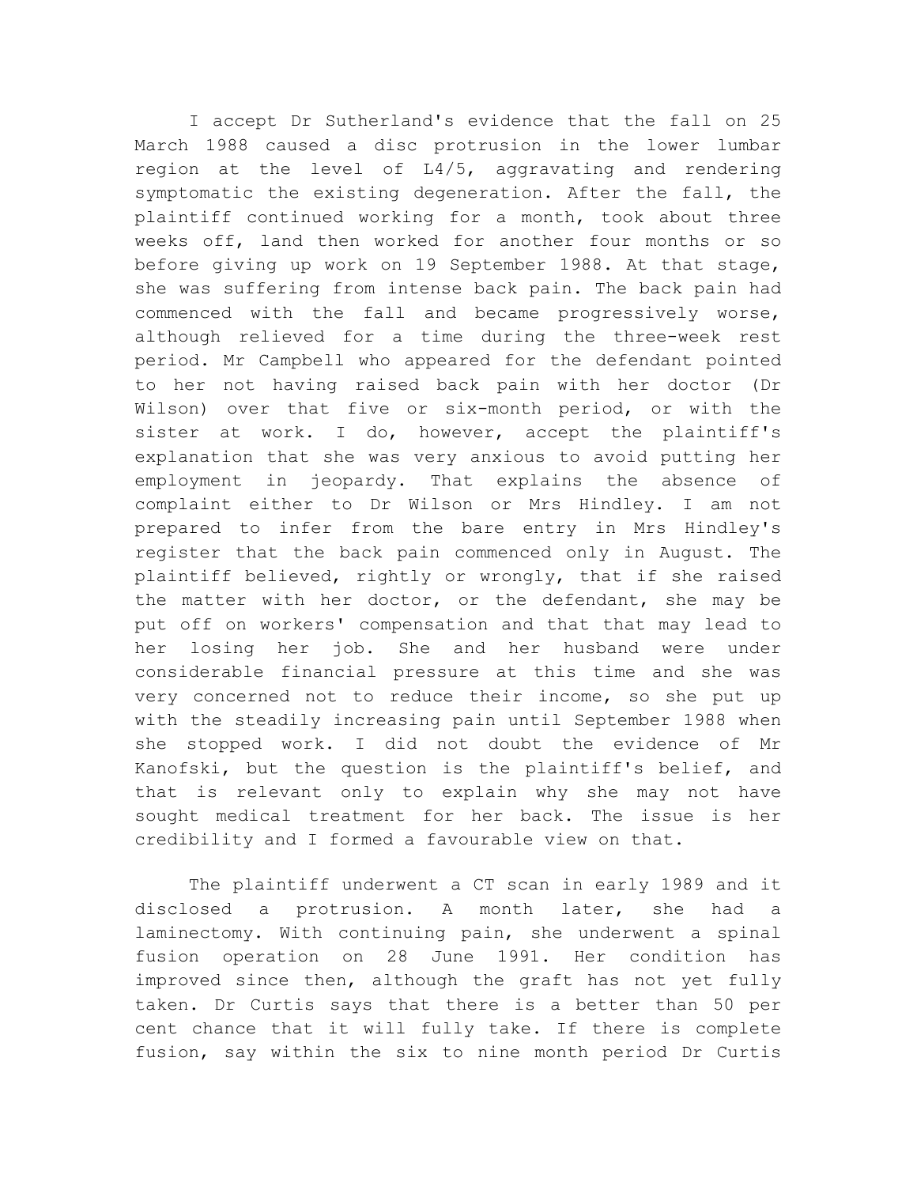I accept Dr Sutherland's evidence that the fall on 25 March 1988 caused a disc protrusion in the lower lumbar region at the level of L4/5, aggravating and rendering symptomatic the existing degeneration. After the fall, the plaintiff continued working for a month, took about three weeks off, land then worked for another four months or so before giving up work on 19 September 1988. At that stage, she was suffering from intense back pain. The back pain had commenced with the fall and became progressively worse, although relieved for a time during the three-week rest period. Mr Campbell who appeared for the defendant pointed to her not having raised back pain with her doctor (Dr Wilson) over that five or six-month period, or with the sister at work. I do, however, accept the plaintiff's explanation that she was very anxious to avoid putting her employment in jeopardy. That explains the absence of complaint either to Dr Wilson or Mrs Hindley. I am not prepared to infer from the bare entry in Mrs Hindley's register that the back pain commenced only in August. The plaintiff believed, rightly or wrongly, that if she raised the matter with her doctor, or the defendant, she may be put off on workers' compensation and that that may lead to her losing her job. She and her husband were under considerable financial pressure at this time and she was very concerned not to reduce their income, so she put up with the steadily increasing pain until September 1988 when she stopped work. I did not doubt the evidence of Mr Kanofski, but the question is the plaintiff's belief, and that is relevant only to explain why she may not have sought medical treatment for her back. The issue is her credibility and I formed a favourable view on that.

The plaintiff underwent a CT scan in early 1989 and it disclosed a protrusion. A month later, she had a laminectomy. With continuing pain, she underwent a spinal fusion operation on 28 June 1991. Her condition has improved since then, although the graft has not yet fully taken. Dr Curtis says that there is a better than 50 per cent chance that it will fully take. If there is complete fusion, say within the six to nine month period Dr Curtis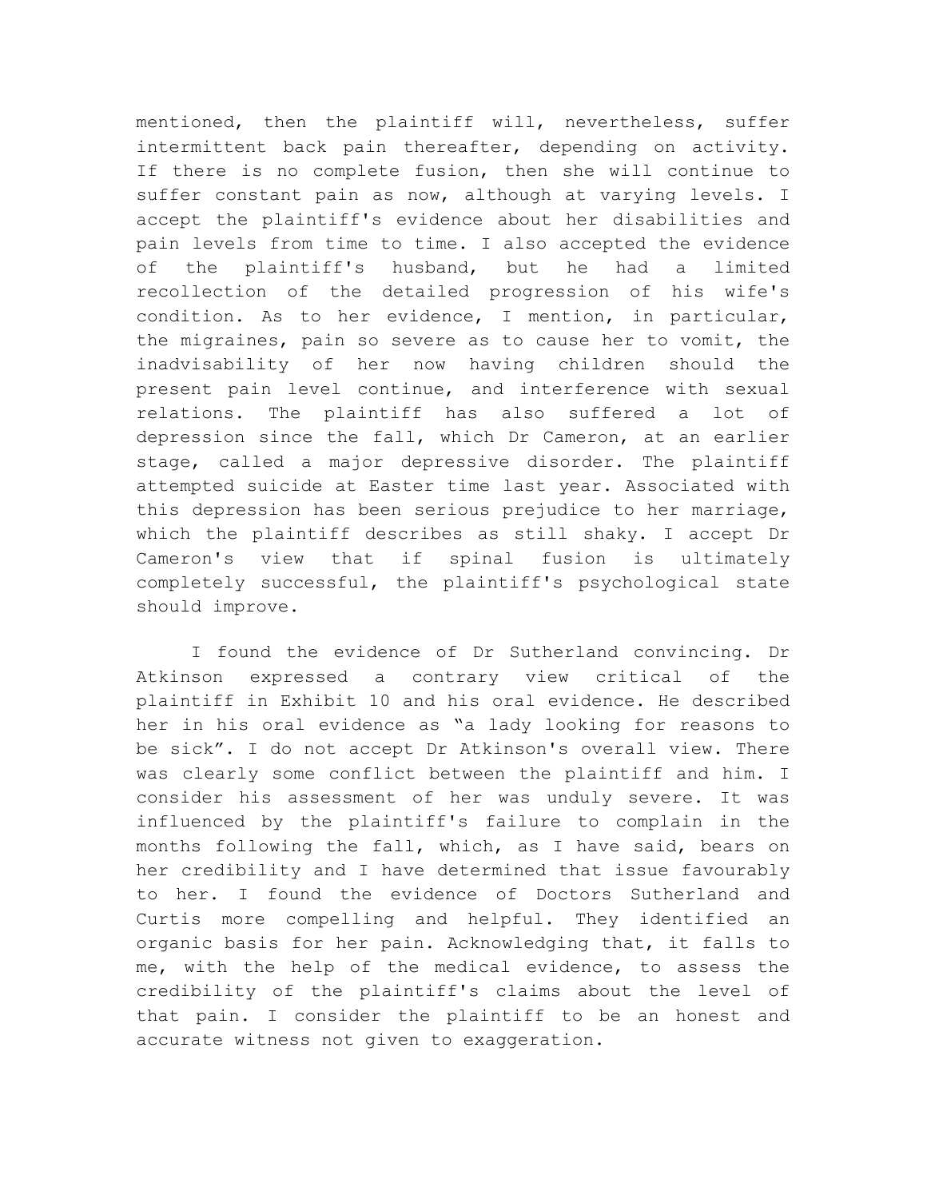mentioned, then the plaintiff will, nevertheless, suffer intermittent back pain thereafter, depending on activity. If there is no complete fusion, then she will continue to suffer constant pain as now, although at varying levels. I accept the plaintiff's evidence about her disabilities and pain levels from time to time. I also accepted the evidence of the plaintiff's husband, but he had a limited recollection of the detailed progression of his wife's condition. As to her evidence, I mention, in particular, the migraines, pain so severe as to cause her to vomit, the inadvisability of her now having children should the present pain level continue, and interference with sexual relations. The plaintiff has also suffered a lot of depression since the fall, which Dr Cameron, at an earlier stage, called a major depressive disorder. The plaintiff attempted suicide at Easter time last year. Associated with this depression has been serious prejudice to her marriage, which the plaintiff describes as still shaky. I accept Dr Cameron's view that if spinal fusion is ultimately completely successful, the plaintiff's psychological state should improve.

I found the evidence of Dr Sutherland convincing. Dr Atkinson expressed a contrary view critical of the plaintiff in Exhibit 10 and his oral evidence. He described her in his oral evidence as "a lady looking for reasons to be sick". I do not accept Dr Atkinson's overall view. There was clearly some conflict between the plaintiff and him. I consider his assessment of her was unduly severe. It was influenced by the plaintiff's failure to complain in the months following the fall, which, as I have said, bears on her credibility and I have determined that issue favourably to her. I found the evidence of Doctors Sutherland and Curtis more compelling and helpful. They identified an organic basis for her pain. Acknowledging that, it falls to me, with the help of the medical evidence, to assess the credibility of the plaintiff's claims about the level of that pain. I consider the plaintiff to be an honest and accurate witness not given to exaggeration.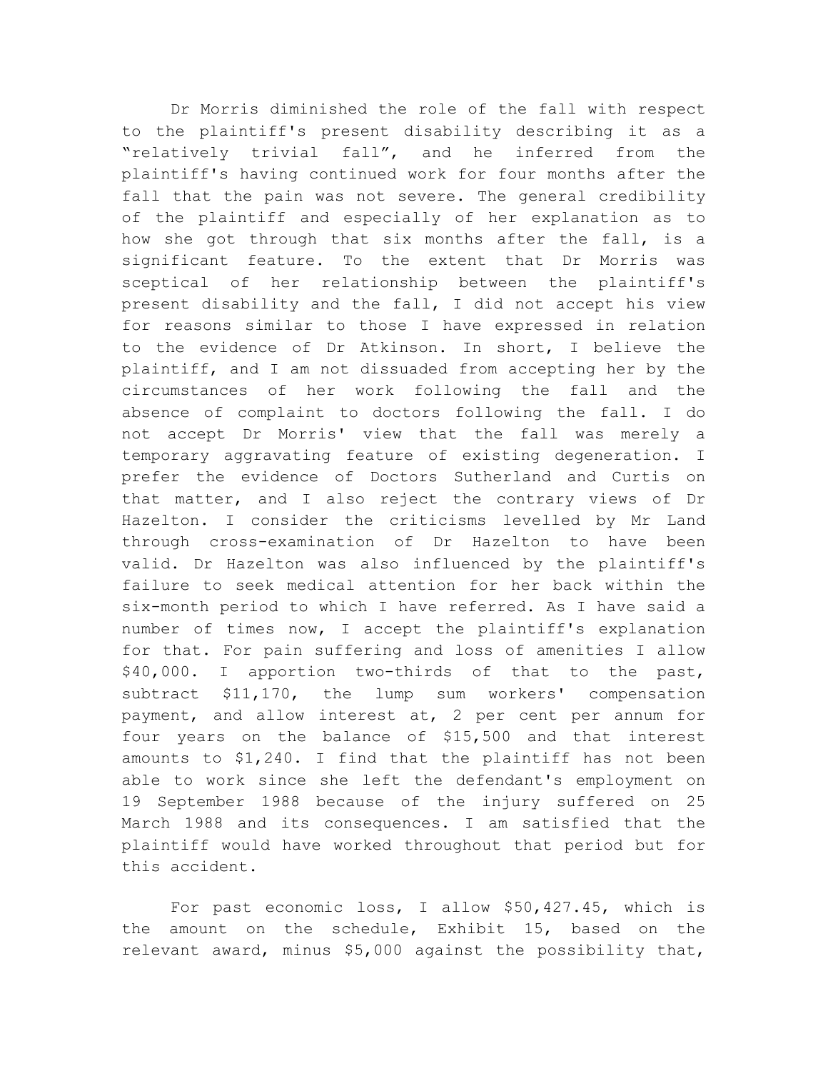Dr Morris diminished the role of the fall with respect to the plaintiff's present disability describing it as a "relatively trivial fall", and he inferred from the plaintiff's having continued work for four months after the fall that the pain was not severe. The general credibility of the plaintiff and especially of her explanation as to how she got through that six months after the fall, is a significant feature. To the extent that Dr Morris was sceptical of her relationship between the plaintiff's present disability and the fall, I did not accept his view for reasons similar to those I have expressed in relation to the evidence of Dr Atkinson. In short, I believe the plaintiff, and I am not dissuaded from accepting her by the circumstances of her work following the fall and the absence of complaint to doctors following the fall. I do not accept Dr Morris' view that the fall was merely a temporary aggravating feature of existing degeneration. I prefer the evidence of Doctors Sutherland and Curtis on that matter, and I also reject the contrary views of Dr Hazelton. I consider the criticisms levelled by Mr Land through cross-examination of Dr Hazelton to have been valid. Dr Hazelton was also influenced by the plaintiff's failure to seek medical attention for her back within the six-month period to which I have referred. As I have said a number of times now, I accept the plaintiff's explanation for that. For pain suffering and loss of amenities I allow $40,000. I apportion two-thirds of that to the past, subtract $11,170, the lump sum workers' compensation payment, and allow interest at, 2 per cent per annum for four years on the balance of $15,500 and that interest amounts to $1,240. I find that the plaintiff has not been able to work since she left the defendant's employment on 19 September 1988 because of the injury suffered on 25 March 1988 and its consequences. I am satisfied that the plaintiff would have worked throughout that period but for this accident.

For past economic loss, I allow $50,427.45, which is the amount on the schedule, Exhibit 15, based on the relevant award, minus $5,000 against the possibility that,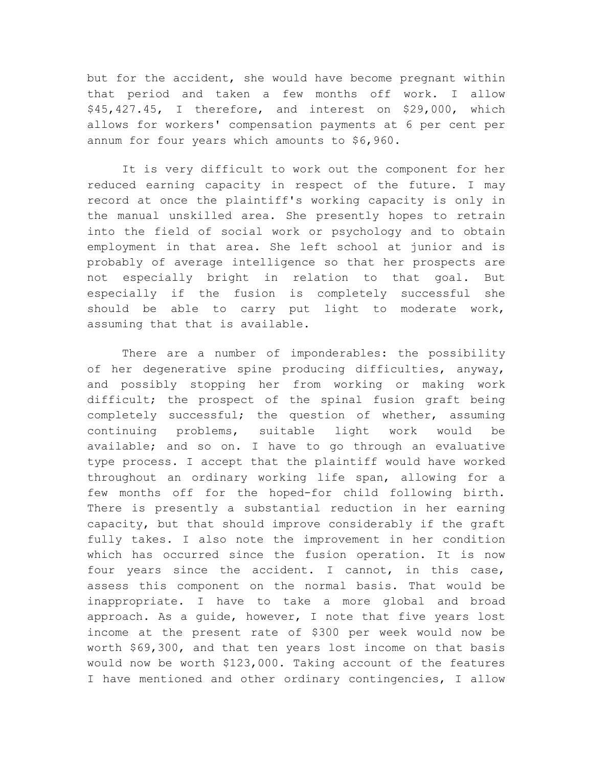but for the accident, she would have become pregnant within that period and taken a few months off work. I allow $45,427.45, I therefore, and interest on $29,000, which allows for workers' compensation payments at 6 per cent per annum for four years which amounts to $6,960.

It is very difficult to work out the component for her reduced earning capacity in respect of the future. I may record at once the plaintiff's working capacity is only in the manual unskilled area. She presently hopes to retrain into the field of social work or psychology and to obtain employment in that area. She left school at junior and is probably of average intelligence so that her prospects are not especially bright in relation to that goal. But especially if the fusion is completely successful she should be able to carry put light to moderate work, assuming that that is available.

There are a number of imponderables: the possibility of her degenerative spine producing difficulties, anyway, and possibly stopping her from working or making work difficult; the prospect of the spinal fusion graft being completely successful; the question of whether, assuming continuing problems, suitable light work would be available; and so on. I have to go through an evaluative type process. I accept that the plaintiff would have worked throughout an ordinary working life span, allowing for a few months off for the hoped-for child following birth. There is presently a substantial reduction in her earning capacity, but that should improve considerably if the graft fully takes. I also note the improvement in her condition which has occurred since the fusion operation. It is now four years since the accident. I cannot, in this case, assess this component on the normal basis. That would be inappropriate. I have to take a more global and broad approach. As a guide, however, I note that five years lost income at the present rate of $300 per week would now be worth $69,300, and that ten years lost income on that basis would now be worth $123,000. Taking account of the features I have mentioned and other ordinary contingencies, I allow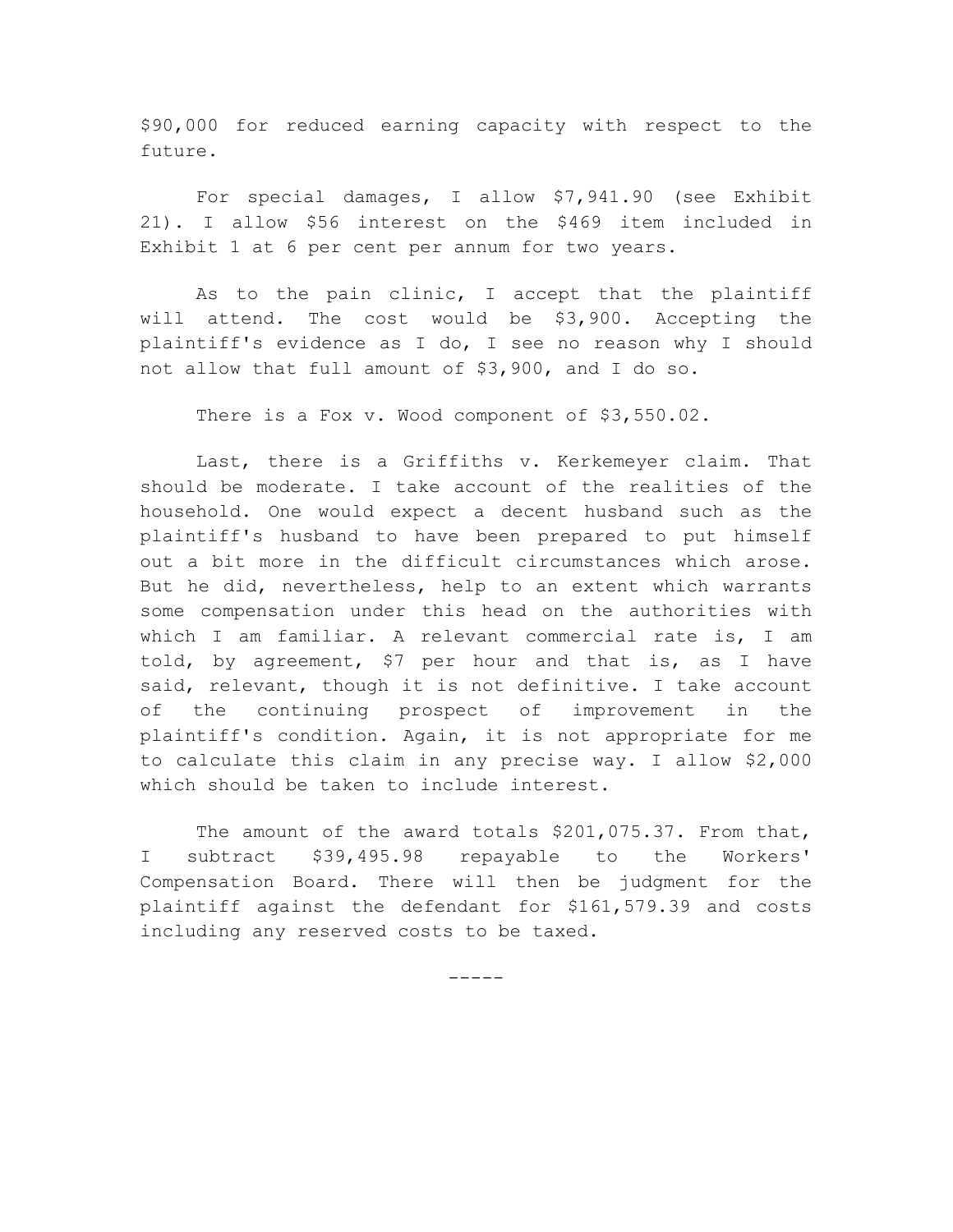$90,000 for reduced earning capacity with respect to the future.

For special damages, I allow $7,941.90 (see Exhibit 21). I allow $56 interest on the $469 item included in Exhibit 1 at 6 per cent per annum for two years.

As to the pain clinic, I accept that the plaintiff will attend. The cost would be $3,900. Accepting the plaintiff's evidence as I do, I see no reason why I should not allow that full amount of $3,900, and I do so.

There is a Fox v. Wood component of $3,550.02.

Last, there is a Griffiths v. Kerkemeyer claim. That should be moderate. I take account of the realities of the household. One would expect a decent husband such as the plaintiff's husband to have been prepared to put himself out a bit more in the difficult circumstances which arose. But he did, nevertheless, help to an extent which warrants some compensation under this head on the authorities with which I am familiar. A relevant commercial rate is, I am told, by agreement, $7 per hour and that is, as I have said, relevant, though it is not definitive. I take account of the continuing prospect of improvement in the plaintiff's condition. Again, it is not appropriate for me to calculate this claim in any precise way. I allow $2,000 which should be taken to include interest.

The amount of the award totals $201,075.37. From that, I subtract $39,495.98 repayable to the Workers' Compensation Board. There will then be judgment for the plaintiff against the defendant for $161,579.39 and costs including any reserved costs to be taxed.

-----